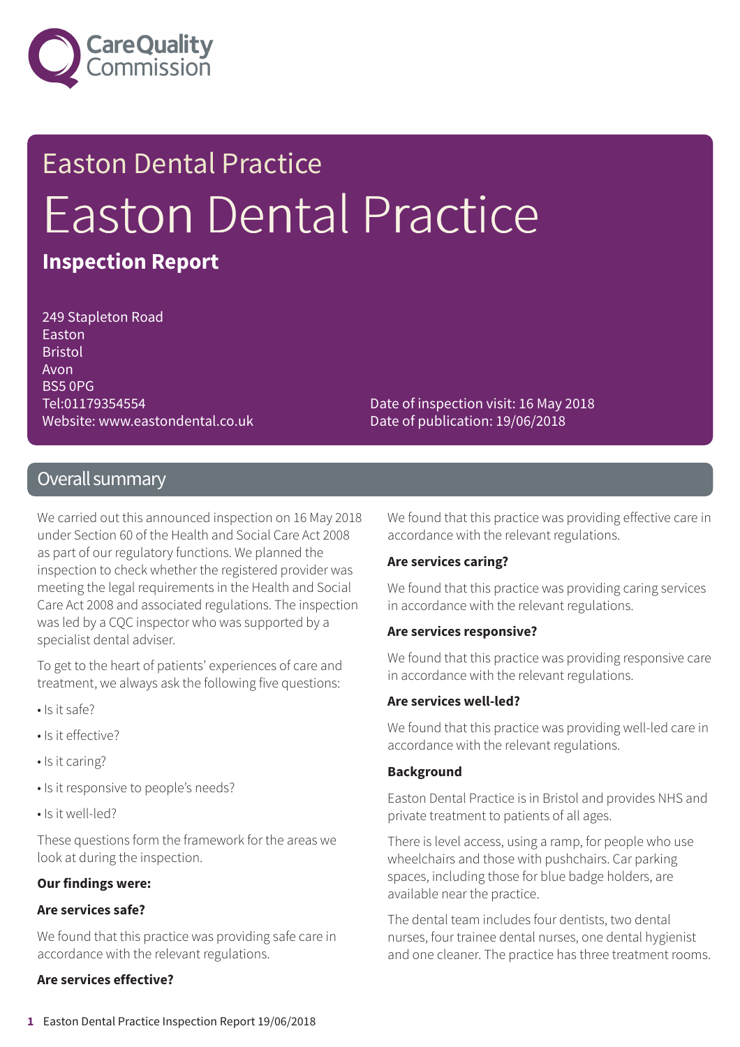# Easton Dental Practice

# Easton Dental Practice

**Inspection Report**

249 Stapleton Road
Easton
Bristol
Avon
BS5 0PG
Tel:01179354554
Website: www.eastondental.co.uk

Date of inspection visit: 16 May 2018
Date of publication: 19/06/2018

## Overall summary

We carried out this announced inspection on 16 May 2018 under Section 60 of the Health and Social Care Act 2008 as part of our regulatory functions. We planned the inspection to check whether the registered provider was meeting the legal requirements in the Health and Social Care Act 2008 and associated regulations. The inspection was led by a CQC inspector who was supported by a specialist dental adviser.

To get to the heart of patients' experiences of care and treatment, we always ask the following five questions:

- Is it safe?
- Is it effective?
- Is it caring?
- Is it responsive to people's needs?
- Is it well-led?

These questions form the framework for the areas we look at during the inspection.

**Our findings were:**

**Are services safe?**

We found that this practice was providing safe care in accordance with the relevant regulations.

**Are services effective?**

We found that this practice was providing effective care in accordance with the relevant regulations.

**Are services caring?**

We found that this practice was providing caring services in accordance with the relevant regulations.

**Are services responsive?**

We found that this practice was providing responsive care in accordance with the relevant regulations.

**Are services well-led?**

We found that this practice was providing well-led care in accordance with the relevant regulations.

**Background**

Easton Dental Practice is in Bristol and provides NHS and private treatment to patients of all ages.

There is level access, using a ramp, for people who use wheelchairs and those with pushchairs. Car parking spaces, including those for blue badge holders, are available near the practice.

The dental team includes four dentists, two dental nurses, four trainee dental nurses, one dental hygienist and one cleaner. The practice has three treatment rooms.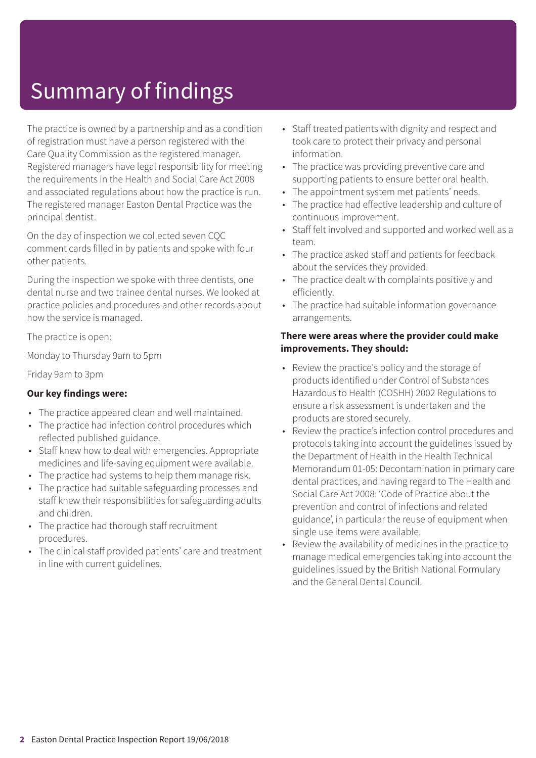# Summary of findings

The practice is owned by a partnership and as a condition of registration must have a person registered with the Care Quality Commission as the registered manager. Registered managers have legal responsibility for meeting the requirements in the Health and Social Care Act 2008 and associated regulations about how the practice is run. The registered manager Easton Dental Practice was the principal dentist.

On the day of inspection we collected seven CQC comment cards filled in by patients and spoke with four other patients.

During the inspection we spoke with three dentists, one dental nurse and two trainee dental nurses. We looked at practice policies and procedures and other records about how the service is managed.

The practice is open:

Monday to Thursday 9am to 5pm

Friday 9am to 3pm

**Our key findings were:**

- The practice appeared clean and well maintained.
- The practice had infection control procedures which reflected published guidance.
- Staff knew how to deal with emergencies. Appropriate medicines and life-saving equipment were available.
- The practice had systems to help them manage risk.
- The practice had suitable safeguarding processes and staff knew their responsibilities for safeguarding adults and children.
- The practice had thorough staff recruitment procedures.
- The clinical staff provided patients' care and treatment in line with current guidelines.
- Staff treated patients with dignity and respect and took care to protect their privacy and personal information.
- The practice was providing preventive care and supporting patients to ensure better oral health.
- The appointment system met patients' needs.
- The practice had effective leadership and culture of continuous improvement.
- Staff felt involved and supported and worked well as a team.
- The practice asked staff and patients for feedback about the services they provided.
- The practice dealt with complaints positively and efficiently.
- The practice had suitable information governance arrangements.

**There were areas where the provider could make improvements. They should:**

- Review the practice's policy and the storage of products identified under Control of Substances Hazardous to Health (COSHH) 2002 Regulations to ensure a risk assessment is undertaken and the products are stored securely.
- Review the practice's infection control procedures and protocols taking into account the guidelines issued by the Department of Health in the Health Technical Memorandum 01-05: Decontamination in primary care dental practices, and having regard to The Health and Social Care Act 2008: 'Code of Practice about the prevention and control of infections and related guidance', in particular the reuse of equipment when single use items were available.
- Review the availability of medicines in the practice to manage medical emergencies taking into account the guidelines issued by the British National Formulary and the General Dental Council.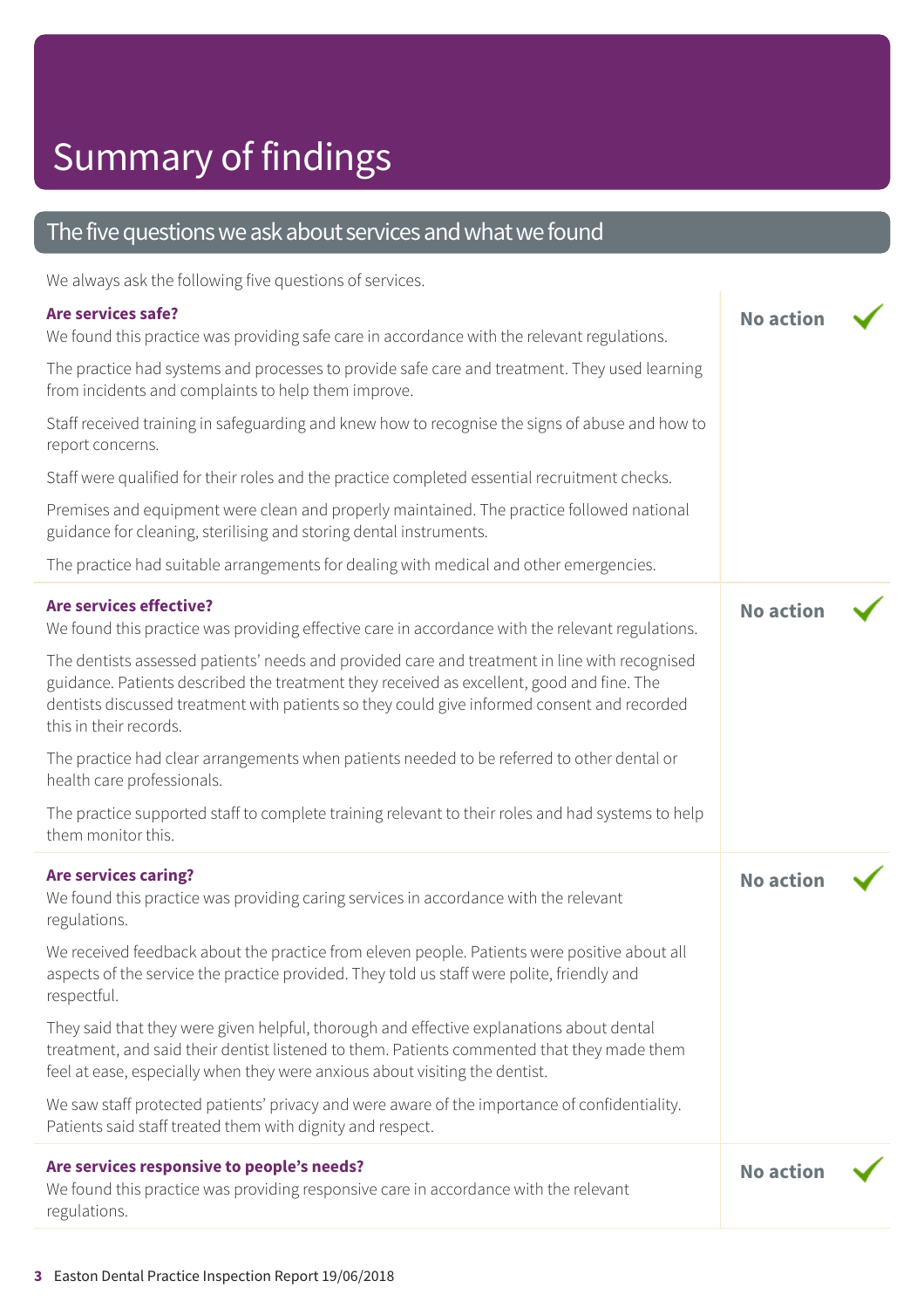# Summary of findings

## The five questions we ask about services and what we found

We always ask the following five questions of services.

### Are services safe?

**No action** ✓

We found this practice was providing safe care in accordance with the relevant regulations.

The practice had systems and processes to provide safe care and treatment. They used learning from incidents and complaints to help them improve.

Staff received training in safeguarding and knew how to recognise the signs of abuse and how to report concerns.

Staff were qualified for their roles and the practice completed essential recruitment checks.

Premises and equipment were clean and properly maintained. The practice followed national guidance for cleaning, sterilising and storing dental instruments.

The practice had suitable arrangements for dealing with medical and other emergencies.

### Are services effective?

**No action** ✓

We found this practice was providing effective care in accordance with the relevant regulations.

The dentists assessed patients' needs and provided care and treatment in line with recognised guidance. Patients described the treatment they received as excellent, good and fine. The dentists discussed treatment with patients so they could give informed consent and recorded this in their records.

The practice had clear arrangements when patients needed to be referred to other dental or health care professionals.

The practice supported staff to complete training relevant to their roles and had systems to help them monitor this.

### Are services caring?

**No action** ✓

We found this practice was providing caring services in accordance with the relevant regulations.

We received feedback about the practice from eleven people. Patients were positive about all aspects of the service the practice provided. They told us staff were polite, friendly and respectful.

They said that they were given helpful, thorough and effective explanations about dental treatment, and said their dentist listened to them. Patients commented that they made them feel at ease, especially when they were anxious about visiting the dentist.

We saw staff protected patients' privacy and were aware of the importance of confidentiality. Patients said staff treated them with dignity and respect.

### Are services responsive to people's needs?

**No action** ✓

We found this practice was providing responsive care in accordance with the relevant regulations.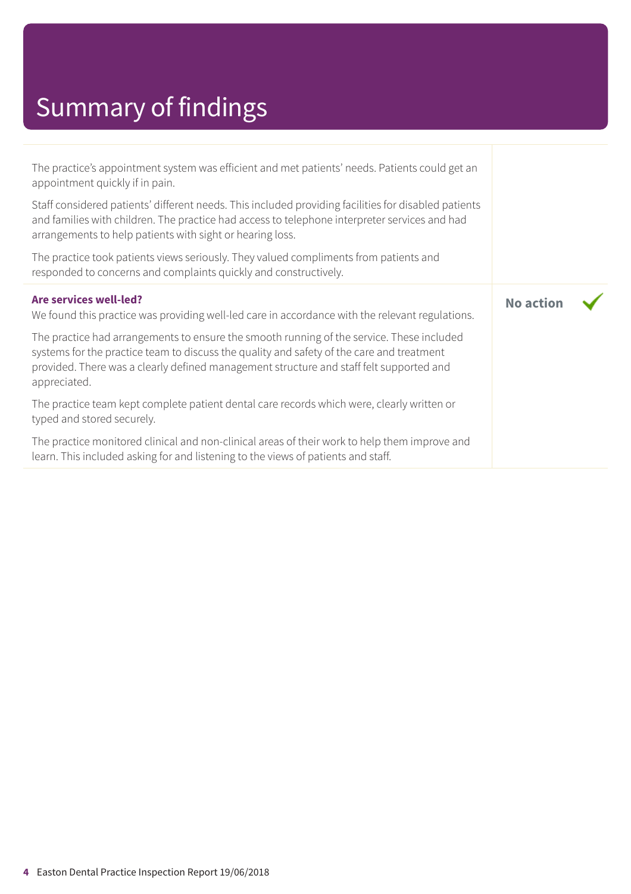# Summary of findings

The practice's appointment system was efficient and met patients' needs. Patients could get an appointment quickly if in pain.

Staff considered patients' different needs. This included providing facilities for disabled patients and families with children. The practice had access to telephone interpreter services and had arrangements to help patients with sight or hearing loss.

The practice took patients views seriously. They valued compliments from patients and responded to concerns and complaints quickly and constructively.

**Are services well-led?** — **No action** ✓

We found this practice was providing well-led care in accordance with the relevant regulations.

The practice had arrangements to ensure the smooth running of the service. These included systems for the practice team to discuss the quality and safety of the care and treatment provided. There was a clearly defined management structure and staff felt supported and appreciated.

The practice team kept complete patient dental care records which were, clearly written or typed and stored securely.

The practice monitored clinical and non-clinical areas of their work to help them improve and learn. This included asking for and listening to the views of patients and staff.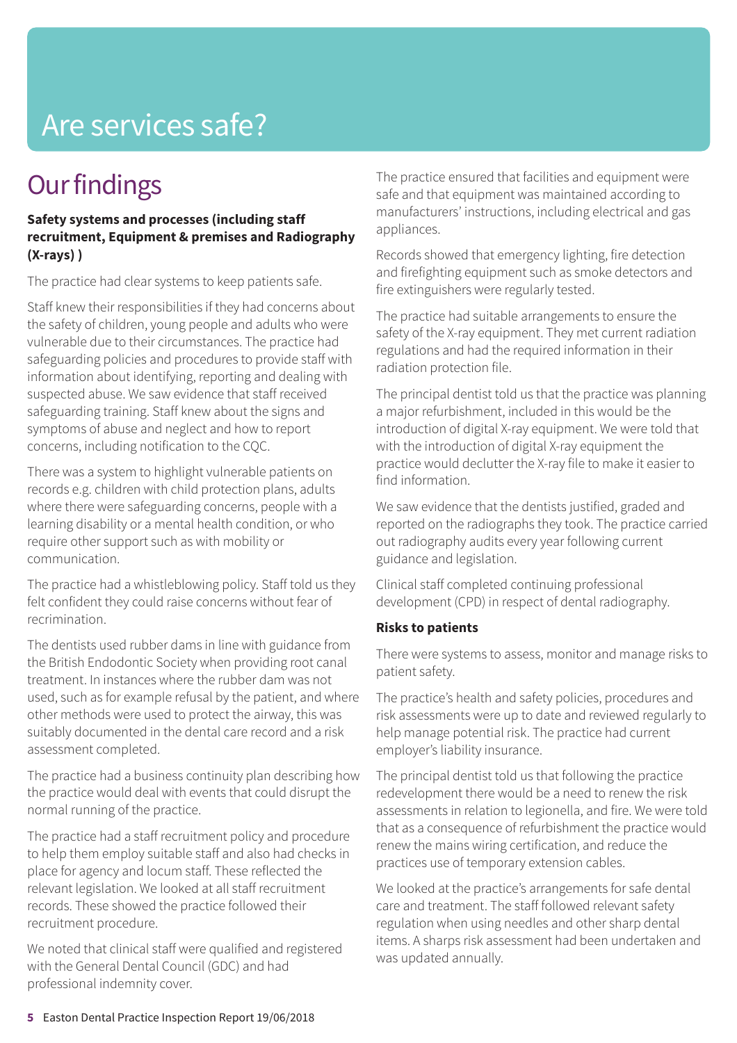# Are services safe?

## Our findings

**Safety systems and processes (including staff recruitment, Equipment & premises and Radiography (X-rays) )**

The practice had clear systems to keep patients safe.

Staff knew their responsibilities if they had concerns about the safety of children, young people and adults who were vulnerable due to their circumstances. The practice had safeguarding policies and procedures to provide staff with information about identifying, reporting and dealing with suspected abuse. We saw evidence that staff received safeguarding training. Staff knew about the signs and symptoms of abuse and neglect and how to report concerns, including notification to the CQC.

There was a system to highlight vulnerable patients on records e.g. children with child protection plans, adults where there were safeguarding concerns, people with a learning disability or a mental health condition, or who require other support such as with mobility or communication.

The practice had a whistleblowing policy. Staff told us they felt confident they could raise concerns without fear of recrimination.

The dentists used rubber dams in line with guidance from the British Endodontic Society when providing root canal treatment. In instances where the rubber dam was not used, such as for example refusal by the patient, and where other methods were used to protect the airway, this was suitably documented in the dental care record and a risk assessment completed.

The practice had a business continuity plan describing how the practice would deal with events that could disrupt the normal running of the practice.

The practice had a staff recruitment policy and procedure to help them employ suitable staff and also had checks in place for agency and locum staff. These reflected the relevant legislation. We looked at all staff recruitment records. These showed the practice followed their recruitment procedure.

We noted that clinical staff were qualified and registered with the General Dental Council (GDC) and had professional indemnity cover.

The practice ensured that facilities and equipment were safe and that equipment was maintained according to manufacturers' instructions, including electrical and gas appliances.

Records showed that emergency lighting, fire detection and firefighting equipment such as smoke detectors and fire extinguishers were regularly tested.

The practice had suitable arrangements to ensure the safety of the X-ray equipment. They met current radiation regulations and had the required information in their radiation protection file.

The principal dentist told us that the practice was planning a major refurbishment, included in this would be the introduction of digital X-ray equipment. We were told that with the introduction of digital X-ray equipment the practice would declutter the X-ray file to make it easier to find information.

We saw evidence that the dentists justified, graded and reported on the radiographs they took. The practice carried out radiography audits every year following current guidance and legislation.

Clinical staff completed continuing professional development (CPD) in respect of dental radiography.

**Risks to patients**

There were systems to assess, monitor and manage risks to patient safety.

The practice's health and safety policies, procedures and risk assessments were up to date and reviewed regularly to help manage potential risk. The practice had current employer's liability insurance.

The principal dentist told us that following the practice redevelopment there would be a need to renew the risk assessments in relation to legionella, and fire. We were told that as a consequence of refurbishment the practice would renew the mains wiring certification, and reduce the practices use of temporary extension cables.

We looked at the practice's arrangements for safe dental care and treatment. The staff followed relevant safety regulation when using needles and other sharp dental items. A sharps risk assessment had been undertaken and was updated annually.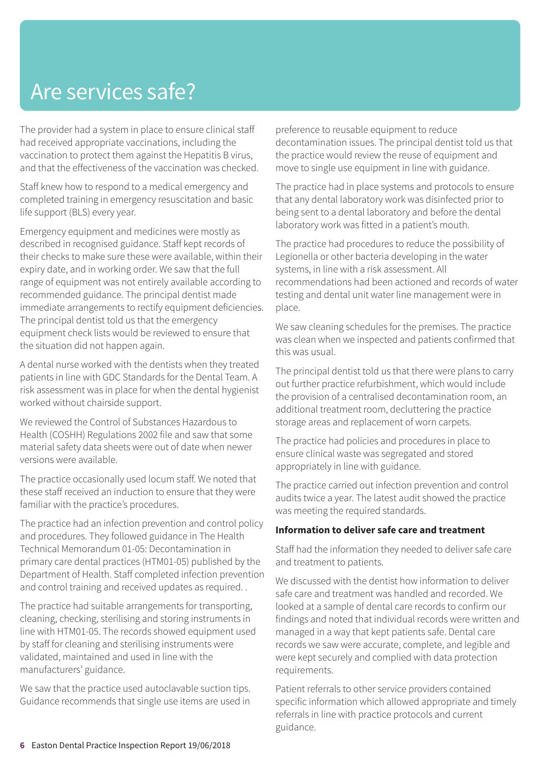# Are services safe?

The provider had a system in place to ensure clinical staff had received appropriate vaccinations, including the vaccination to protect them against the Hepatitis B virus, and that the effectiveness of the vaccination was checked.

Staff knew how to respond to a medical emergency and completed training in emergency resuscitation and basic life support (BLS) every year.

Emergency equipment and medicines were mostly as described in recognised guidance. Staff kept records of their checks to make sure these were available, within their expiry date, and in working order. We saw that the full range of equipment was not entirely available according to recommended guidance. The principal dentist made immediate arrangements to rectify equipment deficiencies. The principal dentist told us that the emergency equipment check lists would be reviewed to ensure that the situation did not happen again.

A dental nurse worked with the dentists when they treated patients in line with GDC Standards for the Dental Team. A risk assessment was in place for when the dental hygienist worked without chairside support.

We reviewed the Control of Substances Hazardous to Health (COSHH) Regulations 2002 file and saw that some material safety data sheets were out of date when newer versions were available.

The practice occasionally used locum staff. We noted that these staff received an induction to ensure that they were familiar with the practice's procedures.

The practice had an infection prevention and control policy and procedures. They followed guidance in The Health Technical Memorandum 01-05: Decontamination in primary care dental practices (HTM01-05) published by the Department of Health. Staff completed infection prevention and control training and received updates as required. .

The practice had suitable arrangements for transporting, cleaning, checking, sterilising and storing instruments in line with HTM01-05. The records showed equipment used by staff for cleaning and sterilising instruments were validated, maintained and used in line with the manufacturers' guidance.

We saw that the practice used autoclavable suction tips. Guidance recommends that single use items are used in preference to reusable equipment to reduce decontamination issues. The principal dentist told us that the practice would review the reuse of equipment and move to single use equipment in line with guidance.

The practice had in place systems and protocols to ensure that any dental laboratory work was disinfected prior to being sent to a dental laboratory and before the dental laboratory work was fitted in a patient's mouth.

The practice had procedures to reduce the possibility of Legionella or other bacteria developing in the water systems, in line with a risk assessment. All recommendations had been actioned and records of water testing and dental unit water line management were in place.

We saw cleaning schedules for the premises. The practice was clean when we inspected and patients confirmed that this was usual.

The principal dentist told us that there were plans to carry out further practice refurbishment, which would include the provision of a centralised decontamination room, an additional treatment room, decluttering the practice storage areas and replacement of worn carpets.

The practice had policies and procedures in place to ensure clinical waste was segregated and stored appropriately in line with guidance.

The practice carried out infection prevention and control audits twice a year. The latest audit showed the practice was meeting the required standards.

**Information to deliver safe care and treatment**

Staff had the information they needed to deliver safe care and treatment to patients.

We discussed with the dentist how information to deliver safe care and treatment was handled and recorded. We looked at a sample of dental care records to confirm our findings and noted that individual records were written and managed in a way that kept patients safe. Dental care records we saw were accurate, complete, and legible and were kept securely and complied with data protection requirements.

Patient referrals to other service providers contained specific information which allowed appropriate and timely referrals in line with practice protocols and current guidance.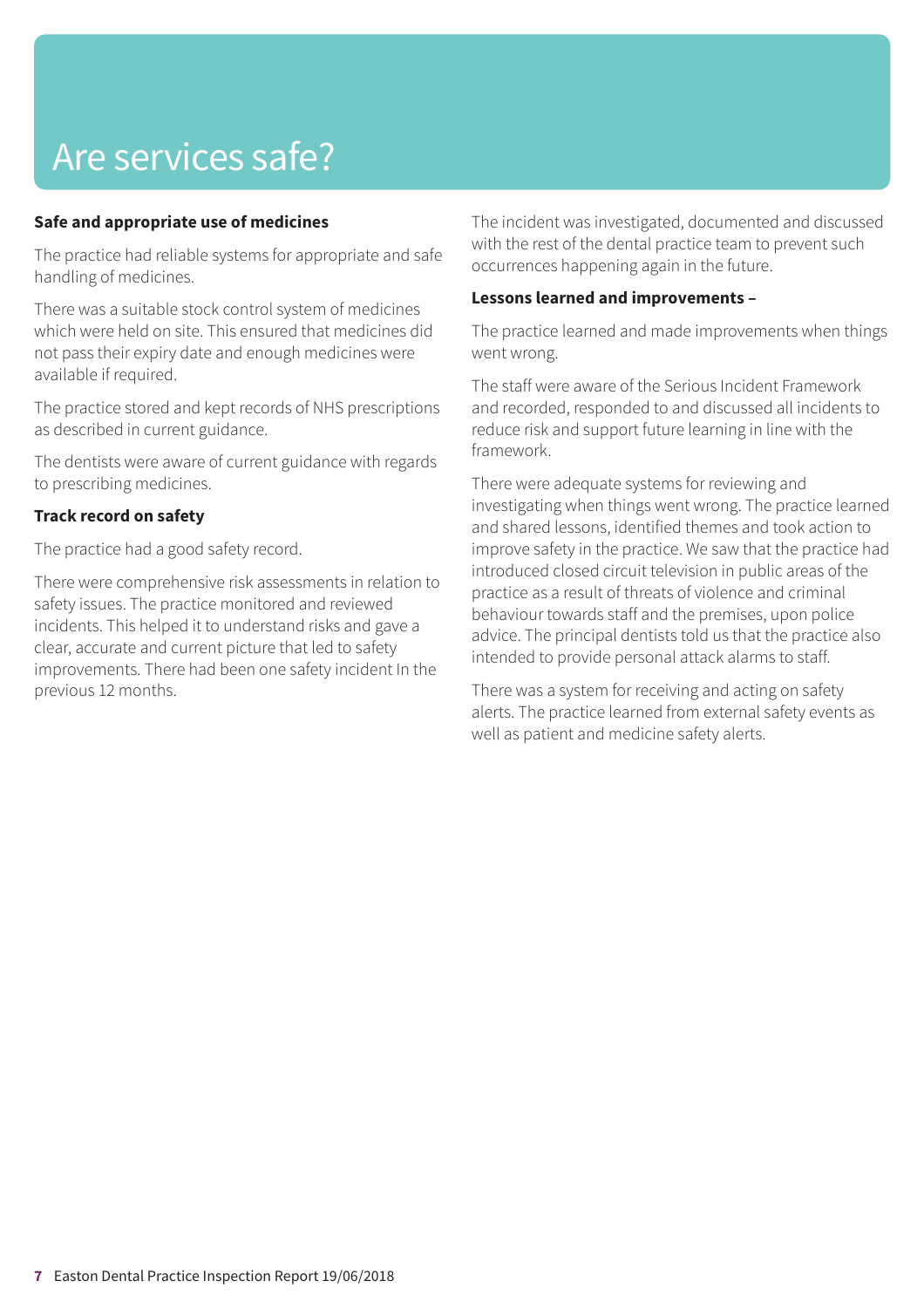# Are services safe?

**Safe and appropriate use of medicines**

The practice had reliable systems for appropriate and safe handling of medicines.

There was a suitable stock control system of medicines which were held on site. This ensured that medicines did not pass their expiry date and enough medicines were available if required.

The practice stored and kept records of NHS prescriptions as described in current guidance.

The dentists were aware of current guidance with regards to prescribing medicines.

**Track record on safety**

The practice had a good safety record.

There were comprehensive risk assessments in relation to safety issues. The practice monitored and reviewed incidents. This helped it to understand risks and gave a clear, accurate and current picture that led to safety improvements. There had been one safety incident In the previous 12 months.

The incident was investigated, documented and discussed with the rest of the dental practice team to prevent such occurrences happening again in the future.

**Lessons learned and improvements –**

The practice learned and made improvements when things went wrong.

The staff were aware of the Serious Incident Framework and recorded, responded to and discussed all incidents to reduce risk and support future learning in line with the framework.

There were adequate systems for reviewing and investigating when things went wrong. The practice learned and shared lessons, identified themes and took action to improve safety in the practice. We saw that the practice had introduced closed circuit television in public areas of the practice as a result of threats of violence and criminal behaviour towards staff and the premises, upon police advice. The principal dentists told us that the practice also intended to provide personal attack alarms to staff.

There was a system for receiving and acting on safety alerts. The practice learned from external safety events as well as patient and medicine safety alerts.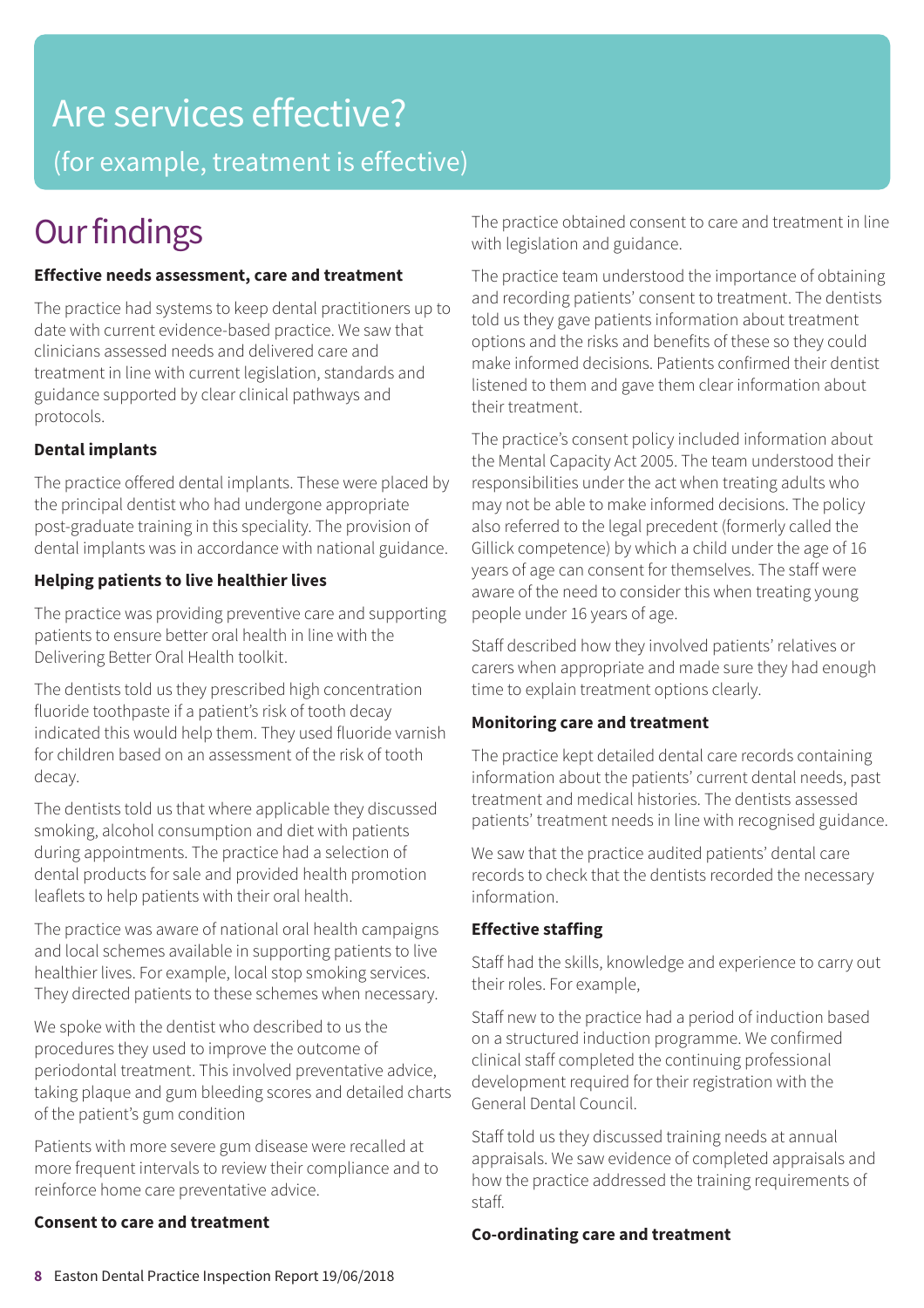# Are services effective?

(for example, treatment is effective)

## Our findings

**Effective needs assessment, care and treatment**

The practice had systems to keep dental practitioners up to date with current evidence-based practice. We saw that clinicians assessed needs and delivered care and treatment in line with current legislation, standards and guidance supported by clear clinical pathways and protocols.

**Dental implants**

The practice offered dental implants. These were placed by the principal dentist who had undergone appropriate post-graduate training in this speciality. The provision of dental implants was in accordance with national guidance.

**Helping patients to live healthier lives**

The practice was providing preventive care and supporting patients to ensure better oral health in line with the Delivering Better Oral Health toolkit.

The dentists told us they prescribed high concentration fluoride toothpaste if a patient's risk of tooth decay indicated this would help them. They used fluoride varnish for children based on an assessment of the risk of tooth decay.

The dentists told us that where applicable they discussed smoking, alcohol consumption and diet with patients during appointments. The practice had a selection of dental products for sale and provided health promotion leaflets to help patients with their oral health.

The practice was aware of national oral health campaigns and local schemes available in supporting patients to live healthier lives. For example, local stop smoking services. They directed patients to these schemes when necessary.

We spoke with the dentist who described to us the procedures they used to improve the outcome of periodontal treatment. This involved preventative advice, taking plaque and gum bleeding scores and detailed charts of the patient's gum condition

Patients with more severe gum disease were recalled at more frequent intervals to review their compliance and to reinforce home care preventative advice.

**Consent to care and treatment**

The practice obtained consent to care and treatment in line with legislation and guidance.

The practice team understood the importance of obtaining and recording patients' consent to treatment. The dentists told us they gave patients information about treatment options and the risks and benefits of these so they could make informed decisions. Patients confirmed their dentist listened to them and gave them clear information about their treatment.

The practice's consent policy included information about the Mental Capacity Act 2005. The team understood their responsibilities under the act when treating adults who may not be able to make informed decisions. The policy also referred to the legal precedent (formerly called the Gillick competence) by which a child under the age of 16 years of age can consent for themselves. The staff were aware of the need to consider this when treating young people under 16 years of age.

Staff described how they involved patients' relatives or carers when appropriate and made sure they had enough time to explain treatment options clearly.

**Monitoring care and treatment**

The practice kept detailed dental care records containing information about the patients' current dental needs, past treatment and medical histories. The dentists assessed patients' treatment needs in line with recognised guidance.

We saw that the practice audited patients' dental care records to check that the dentists recorded the necessary information.

**Effective staffing**

Staff had the skills, knowledge and experience to carry out their roles. For example,

Staff new to the practice had a period of induction based on a structured induction programme. We confirmed clinical staff completed the continuing professional development required for their registration with the General Dental Council.

Staff told us they discussed training needs at annual appraisals. We saw evidence of completed appraisals and how the practice addressed the training requirements of staff.

**Co-ordinating care and treatment**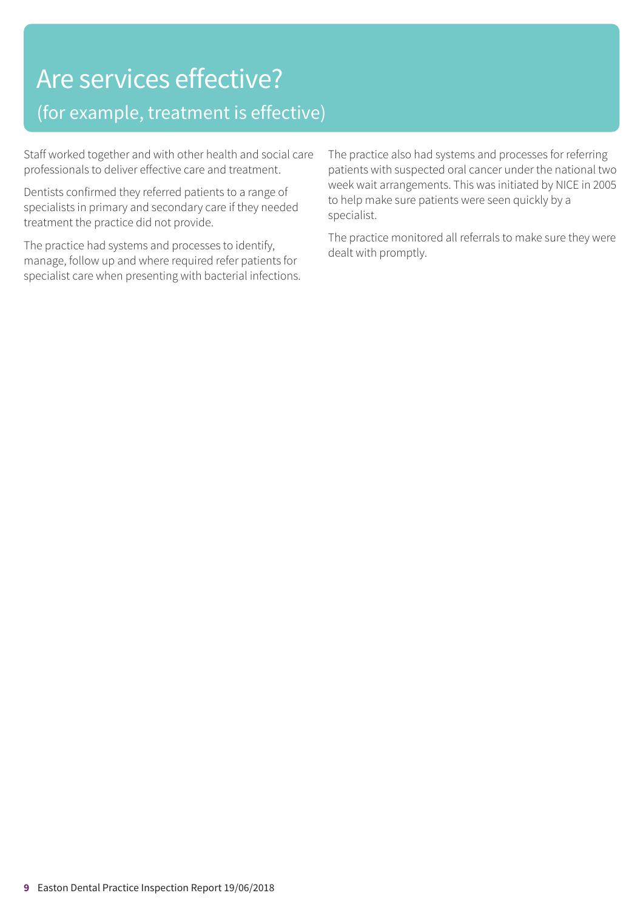# Are services effective?

## (for example, treatment is effective)

Staff worked together and with other health and social care professionals to deliver effective care and treatment.

Dentists confirmed they referred patients to a range of specialists in primary and secondary care if they needed treatment the practice did not provide.

The practice had systems and processes to identify, manage, follow up and where required refer patients for specialist care when presenting with bacterial infections.

The practice also had systems and processes for referring patients with suspected oral cancer under the national two week wait arrangements. This was initiated by NICE in 2005 to help make sure patients were seen quickly by a specialist.

The practice monitored all referrals to make sure they were dealt with promptly.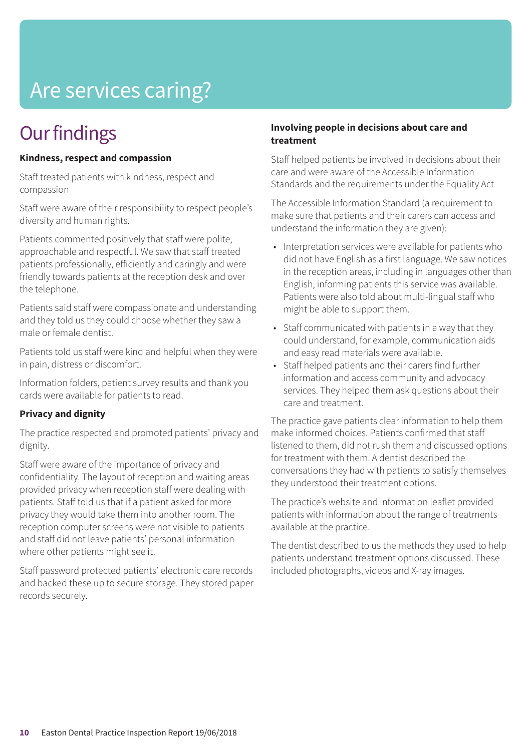# Are services caring?

## Our findings

**Kindness, respect and compassion**

Staff treated patients with kindness, respect and compassion

Staff were aware of their responsibility to respect people's diversity and human rights.

Patients commented positively that staff were polite, approachable and respectful. We saw that staff treated patients professionally, efficiently and caringly and were friendly towards patients at the reception desk and over the telephone.

Patients said staff were compassionate and understanding and they told us they could choose whether they saw a male or female dentist.

Patients told us staff were kind and helpful when they were in pain, distress or discomfort.

Information folders, patient survey results and thank you cards were available for patients to read.

**Privacy and dignity**

The practice respected and promoted patients' privacy and dignity.

Staff were aware of the importance of privacy and confidentiality. The layout of reception and waiting areas provided privacy when reception staff were dealing with patients. Staff told us that if a patient asked for more privacy they would take them into another room. The reception computer screens were not visible to patients and staff did not leave patients' personal information where other patients might see it.

Staff password protected patients' electronic care records and backed these up to secure storage. They stored paper records securely.

**Involving people in decisions about care and treatment**

Staff helped patients be involved in decisions about their care and were aware of the Accessible Information Standards and the requirements under the Equality Act

The Accessible Information Standard (a requirement to make sure that patients and their carers can access and understand the information they are given):

- Interpretation services were available for patients who did not have English as a first language. We saw notices in the reception areas, including in languages other than English, informing patients this service was available. Patients were also told about multi-lingual staff who might be able to support them.
- Staff communicated with patients in a way that they could understand, for example, communication aids and easy read materials were available.
- Staff helped patients and their carers find further information and access community and advocacy services. They helped them ask questions about their care and treatment.

The practice gave patients clear information to help them make informed choices. Patients confirmed that staff listened to them, did not rush them and discussed options for treatment with them. A dentist described the conversations they had with patients to satisfy themselves they understood their treatment options.

The practice's website and information leaflet provided patients with information about the range of treatments available at the practice.

The dentist described to us the methods they used to help patients understand treatment options discussed. These included photographs, videos and X-ray images.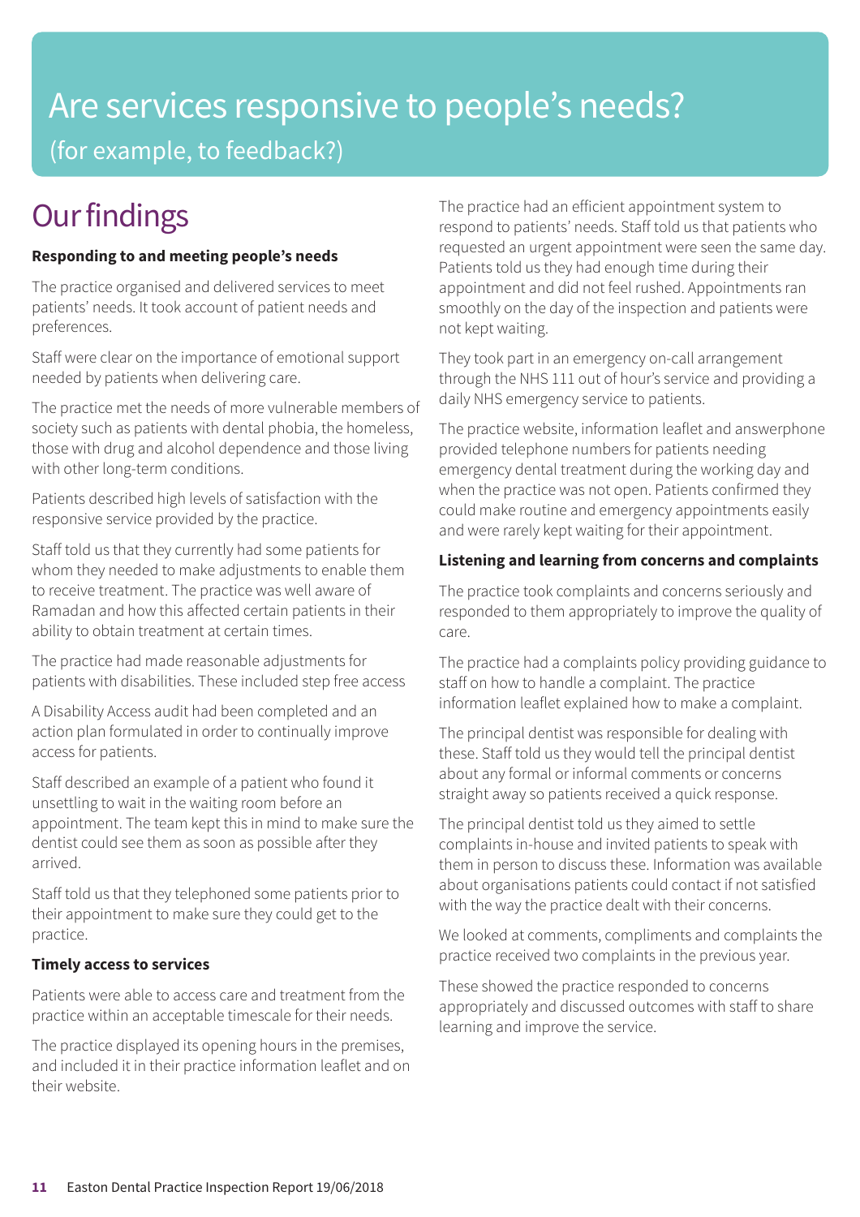# Are services responsive to people's needs?

(for example, to feedback?)

## Our findings

**Responding to and meeting people's needs**

The practice organised and delivered services to meet patients' needs. It took account of patient needs and preferences.

Staff were clear on the importance of emotional support needed by patients when delivering care.

The practice met the needs of more vulnerable members of society such as patients with dental phobia, the homeless, those with drug and alcohol dependence and those living with other long-term conditions.

Patients described high levels of satisfaction with the responsive service provided by the practice.

Staff told us that they currently had some patients for whom they needed to make adjustments to enable them to receive treatment. The practice was well aware of Ramadan and how this affected certain patients in their ability to obtain treatment at certain times.

The practice had made reasonable adjustments for patients with disabilities. These included step free access

A Disability Access audit had been completed and an action plan formulated in order to continually improve access for patients.

Staff described an example of a patient who found it unsettling to wait in the waiting room before an appointment. The team kept this in mind to make sure the dentist could see them as soon as possible after they arrived.

Staff told us that they telephoned some patients prior to their appointment to make sure they could get to the practice.

**Timely access to services**

Patients were able to access care and treatment from the practice within an acceptable timescale for their needs.

The practice displayed its opening hours in the premises, and included it in their practice information leaflet and on their website.

The practice had an efficient appointment system to respond to patients' needs. Staff told us that patients who requested an urgent appointment were seen the same day. Patients told us they had enough time during their appointment and did not feel rushed. Appointments ran smoothly on the day of the inspection and patients were not kept waiting.

They took part in an emergency on-call arrangement through the NHS 111 out of hour's service and providing a daily NHS emergency service to patients.

The practice website, information leaflet and answerphone provided telephone numbers for patients needing emergency dental treatment during the working day and when the practice was not open. Patients confirmed they could make routine and emergency appointments easily and were rarely kept waiting for their appointment.

**Listening and learning from concerns and complaints**

The practice took complaints and concerns seriously and responded to them appropriately to improve the quality of care.

The practice had a complaints policy providing guidance to staff on how to handle a complaint. The practice information leaflet explained how to make a complaint.

The principal dentist was responsible for dealing with these. Staff told us they would tell the principal dentist about any formal or informal comments or concerns straight away so patients received a quick response.

The principal dentist told us they aimed to settle complaints in-house and invited patients to speak with them in person to discuss these. Information was available about organisations patients could contact if not satisfied with the way the practice dealt with their concerns.

We looked at comments, compliments and complaints the practice received two complaints in the previous year.

These showed the practice responded to concerns appropriately and discussed outcomes with staff to share learning and improve the service.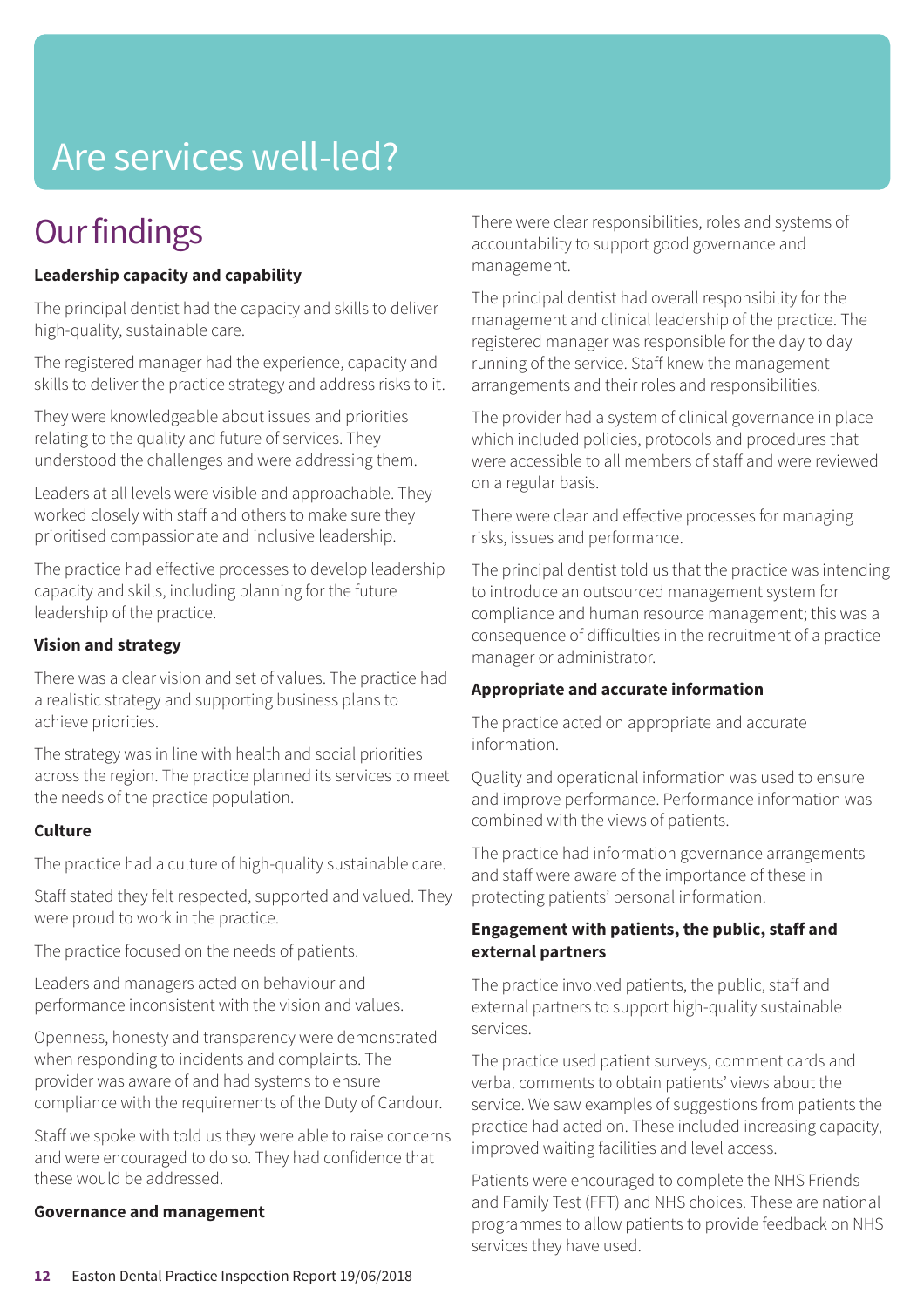# Are services well-led?

## Our findings

**Leadership capacity and capability**

The principal dentist had the capacity and skills to deliver high-quality, sustainable care.

The registered manager had the experience, capacity and skills to deliver the practice strategy and address risks to it.

They were knowledgeable about issues and priorities relating to the quality and future of services. They understood the challenges and were addressing them.

Leaders at all levels were visible and approachable. They worked closely with staff and others to make sure they prioritised compassionate and inclusive leadership.

The practice had effective processes to develop leadership capacity and skills, including planning for the future leadership of the practice.

**Vision and strategy**

There was a clear vision and set of values. The practice had a realistic strategy and supporting business plans to achieve priorities.

The strategy was in line with health and social priorities across the region. The practice planned its services to meet the needs of the practice population.

**Culture**

The practice had a culture of high-quality sustainable care.

Staff stated they felt respected, supported and valued. They were proud to work in the practice.

The practice focused on the needs of patients.

Leaders and managers acted on behaviour and performance inconsistent with the vision and values.

Openness, honesty and transparency were demonstrated when responding to incidents and complaints. The provider was aware of and had systems to ensure compliance with the requirements of the Duty of Candour.

Staff we spoke with told us they were able to raise concerns and were encouraged to do so. They had confidence that these would be addressed.

**Governance and management**

There were clear responsibilities, roles and systems of accountability to support good governance and management.

The principal dentist had overall responsibility for the management and clinical leadership of the practice. The registered manager was responsible for the day to day running of the service. Staff knew the management arrangements and their roles and responsibilities.

The provider had a system of clinical governance in place which included policies, protocols and procedures that were accessible to all members of staff and were reviewed on a regular basis.

There were clear and effective processes for managing risks, issues and performance.

The principal dentist told us that the practice was intending to introduce an outsourced management system for compliance and human resource management; this was a consequence of difficulties in the recruitment of a practice manager or administrator.

**Appropriate and accurate information**

The practice acted on appropriate and accurate information.

Quality and operational information was used to ensure and improve performance. Performance information was combined with the views of patients.

The practice had information governance arrangements and staff were aware of the importance of these in protecting patients' personal information.

**Engagement with patients, the public, staff and external partners**

The practice involved patients, the public, staff and external partners to support high-quality sustainable services.

The practice used patient surveys, comment cards and verbal comments to obtain patients' views about the service. We saw examples of suggestions from patients the practice had acted on. These included increasing capacity, improved waiting facilities and level access.

Patients were encouraged to complete the NHS Friends and Family Test (FFT) and NHS choices. These are national programmes to allow patients to provide feedback on NHS services they have used.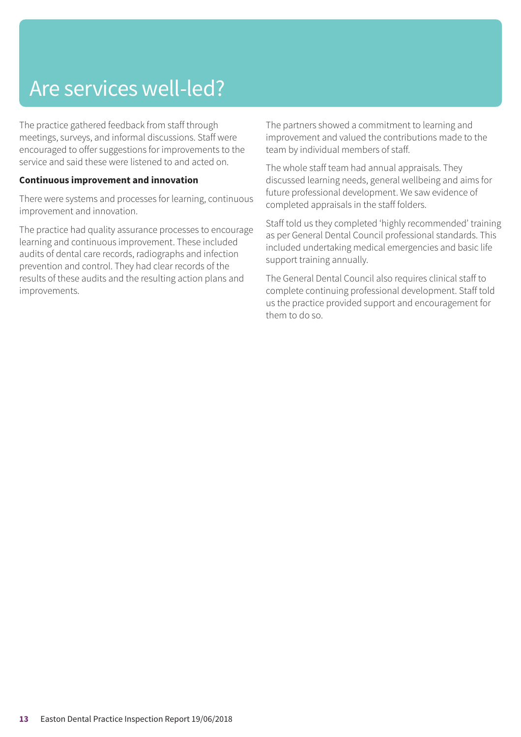# Are services well-led?

The practice gathered feedback from staff through meetings, surveys, and informal discussions. Staff were encouraged to offer suggestions for improvements to the service and said these were listened to and acted on.

**Continuous improvement and innovation**

There were systems and processes for learning, continuous improvement and innovation.

The practice had quality assurance processes to encourage learning and continuous improvement. These included audits of dental care records, radiographs and infection prevention and control. They had clear records of the results of these audits and the resulting action plans and improvements.

The partners showed a commitment to learning and improvement and valued the contributions made to the team by individual members of staff.

The whole staff team had annual appraisals. They discussed learning needs, general wellbeing and aims for future professional development. We saw evidence of completed appraisals in the staff folders.

Staff told us they completed 'highly recommended' training as per General Dental Council professional standards. This included undertaking medical emergencies and basic life support training annually.

The General Dental Council also requires clinical staff to complete continuing professional development. Staff told us the practice provided support and encouragement for them to do so.